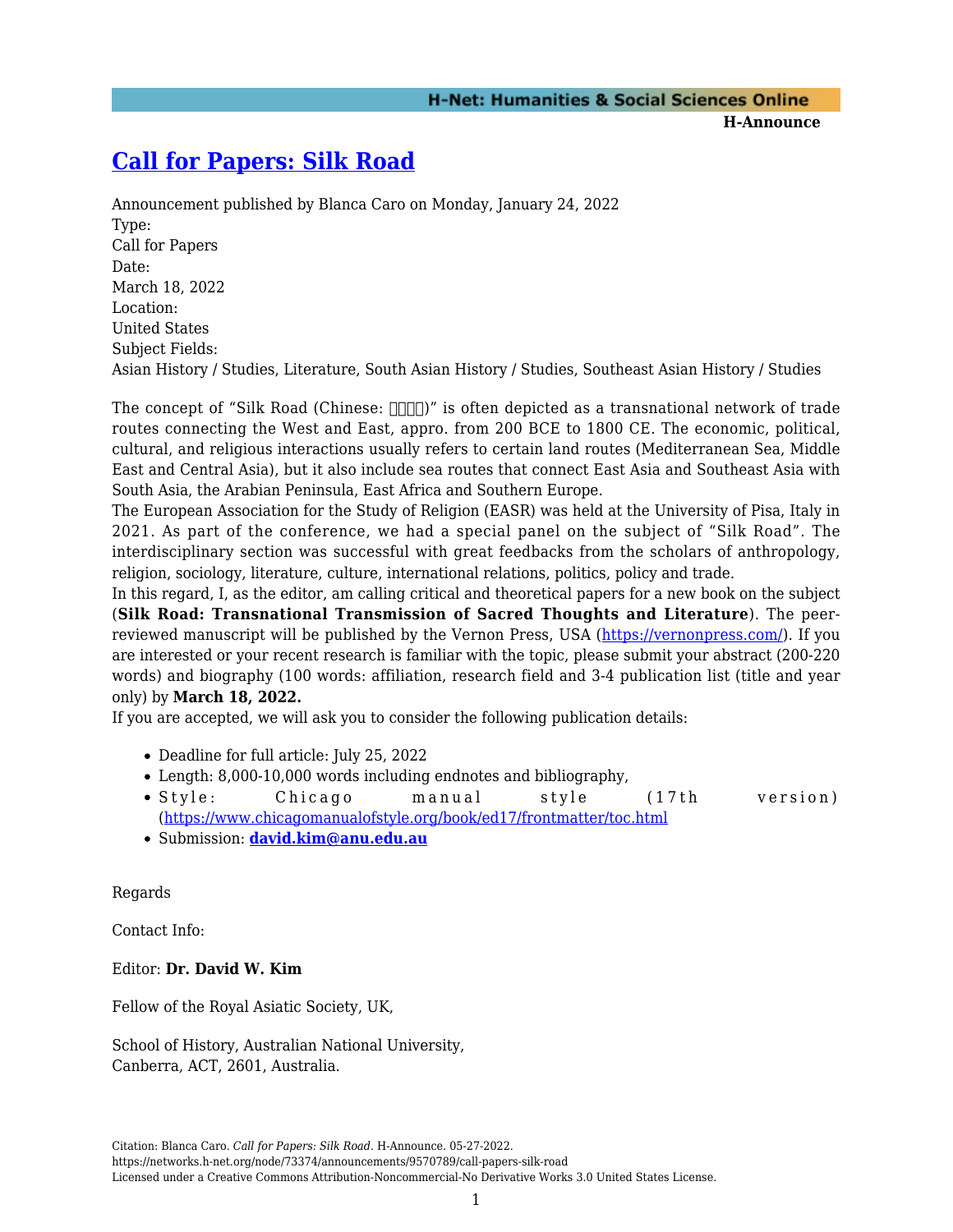# Call for Papers: Silk Road

Announcement published by Blanca Caro on Monday, January 24, 2022

Type:

Call for Papers

Date:

March 18, 2022

Location:

United States

Subject Fields:

Asian History / Studies, Literature, South Asian History / Studies, Southeast Asian History / Studies

The concept of "Silk Road (Chinese: □□□□)" is often depicted as a transnational network of trade routes connecting the West and East, appro. from 200 BCE to 1800 CE. The economic, political, cultural, and religious interactions usually refers to certain land routes (Mediterranean Sea, Middle East and Central Asia), but it also include sea routes that connect East Asia and Southeast Asia with South Asia, the Arabian Peninsula, East Africa and Southern Europe.

The European Association for the Study of Religion (EASR) was held at the University of Pisa, Italy in 2021. As part of the conference, we had a special panel on the subject of "Silk Road". The interdisciplinary section was successful with great feedbacks from the scholars of anthropology, religion, sociology, literature, culture, international relations, politics, policy and trade.

In this regard, I, as the editor, am calling critical and theoretical papers for a new book on the subject (**Silk Road: Transnational Transmission of Sacred Thoughts and Literature**). The peer-reviewed manuscript will be published by the Vernon Press, USA (https://vernonpress.com/). If you are interested or your recent research is familiar with the topic, please submit your abstract (200-220 words) and biography (100 words: affiliation, research field and 3-4 publication list (title and year only) by **March 18, 2022.**

If you are accepted, we will ask you to consider the following publication details:

- Deadline for full article: July 25, 2022
- Length: 8,000-10,000 words including endnotes and bibliography,
- Style: Chicago manual style (17th version) (https://www.chicagomanualofstyle.org/book/ed17/frontmatter/toc.html
- Submission: **david.kim@anu.edu.au**

Regards

Contact Info:

Editor: **Dr. David W. Kim**

Fellow of the Royal Asiatic Society, UK,

School of History, Australian National University,
Canberra, ACT, 2601, Australia.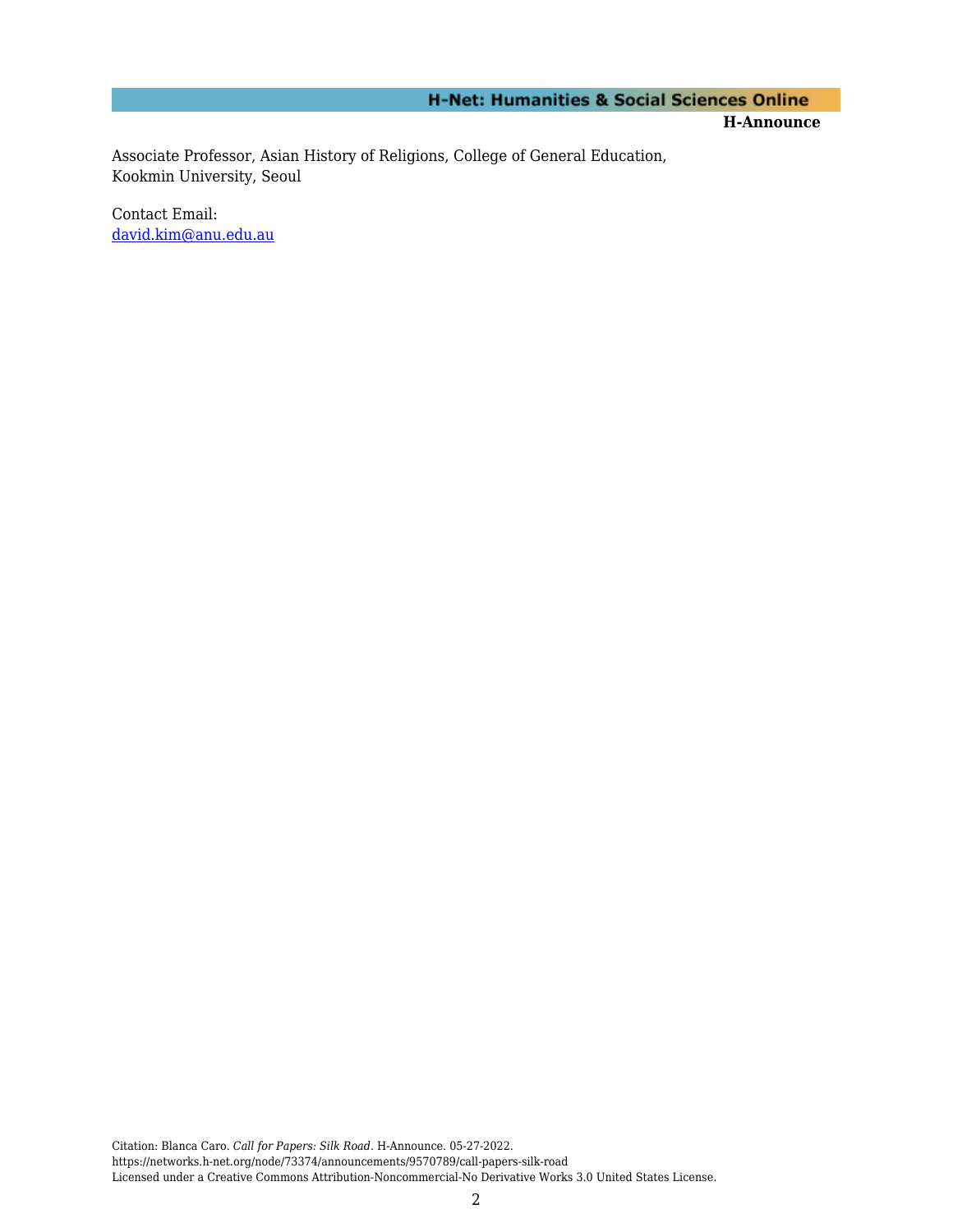Associate Professor, Asian History of Religions, College of General Education, Kookmin University, Seoul

Contact Email:
david.kim@anu.edu.au